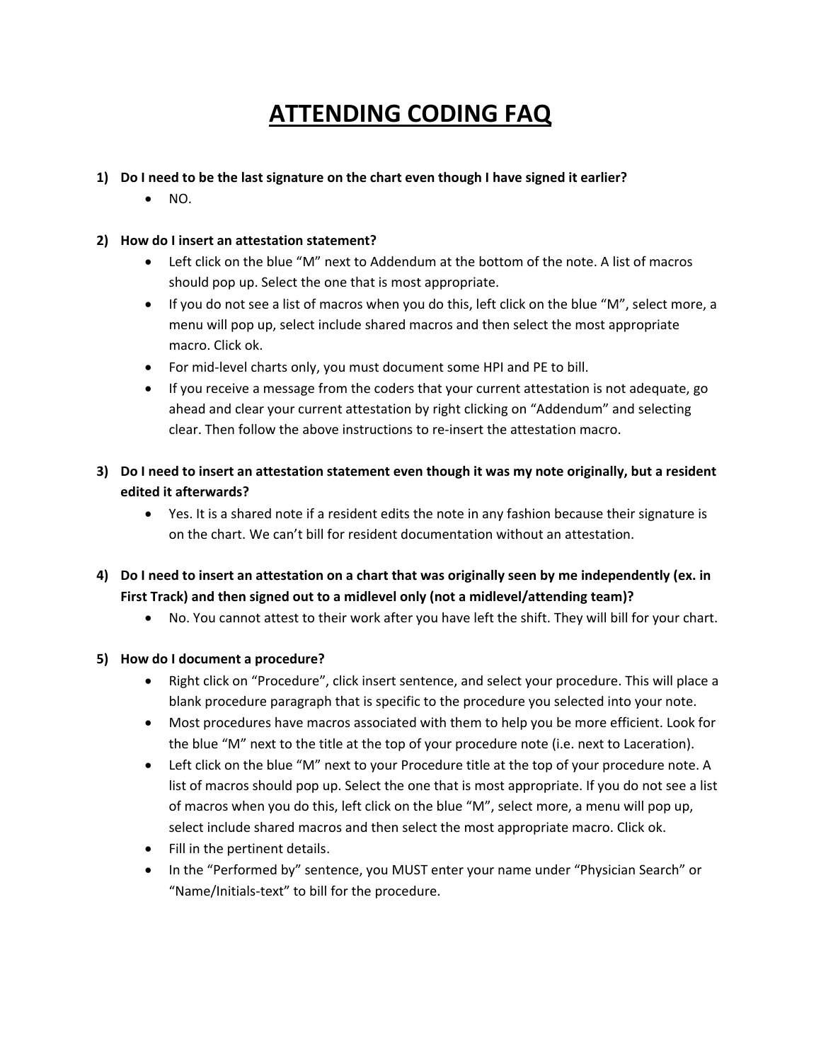# ATTENDING CODING FAQ

1) **Do I need to be the last signature on the chart even though I have signed it earlier?**
   - NO.

2) **How do I insert an attestation statement?**
   - Left click on the blue "M" next to Addendum at the bottom of the note. A list of macros should pop up. Select the one that is most appropriate.
   - If you do not see a list of macros when you do this, left click on the blue "M", select more, a menu will pop up, select include shared macros and then select the most appropriate macro. Click ok.
   - For mid-level charts only, you must document some HPI and PE to bill.
   - If you receive a message from the coders that your current attestation is not adequate, go ahead and clear your current attestation by right clicking on "Addendum" and selecting clear. Then follow the above instructions to re-insert the attestation macro.

3) **Do I need to insert an attestation statement even though it was my note originally, but a resident edited it afterwards?**
   - Yes. It is a shared note if a resident edits the note in any fashion because their signature is on the chart. We can't bill for resident documentation without an attestation.

4) **Do I need to insert an attestation on a chart that was originally seen by me independently (ex. in First Track) and then signed out to a midlevel only (not a midlevel/attending team)?**
   - No. You cannot attest to their work after you have left the shift. They will bill for your chart.

5) **How do I document a procedure?**
   - Right click on "Procedure", click insert sentence, and select your procedure. This will place a blank procedure paragraph that is specific to the procedure you selected into your note.
   - Most procedures have macros associated with them to help you be more efficient. Look for the blue "M" next to the title at the top of your procedure note (i.e. next to Laceration).
   - Left click on the blue "M" next to your Procedure title at the top of your procedure note. A list of macros should pop up. Select the one that is most appropriate. If you do not see a list of macros when you do this, left click on the blue "M", select more, a menu will pop up, select include shared macros and then select the most appropriate macro. Click ok.
   - Fill in the pertinent details.
   - In the "Performed by" sentence, you MUST enter your name under "Physician Search" or "Name/Initials-text" to bill for the procedure.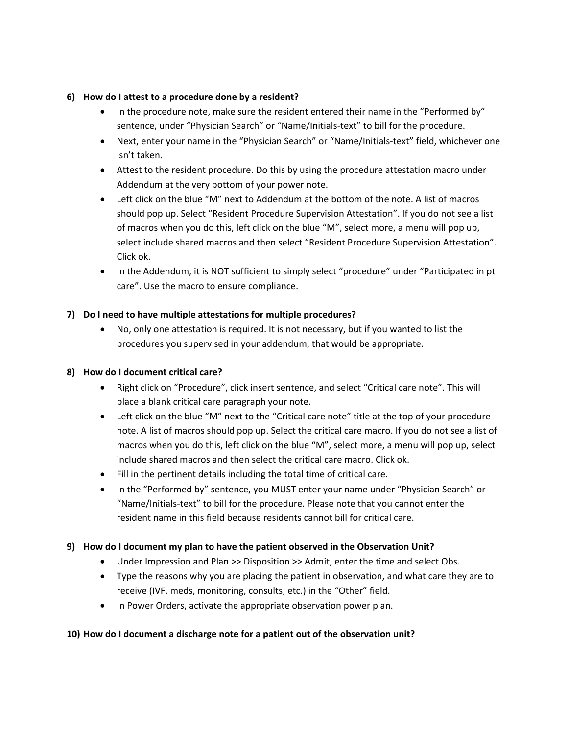**6) How do I attest to a procedure done by a resident?**

- In the procedure note, make sure the resident entered their name in the “Performed by” sentence, under “Physician Search” or “Name/Initials-text” to bill for the procedure.
- Next, enter your name in the “Physician Search” or “Name/Initials-text” field, whichever one isn’t taken.
- Attest to the resident procedure. Do this by using the procedure attestation macro under Addendum at the very bottom of your power note.
- Left click on the blue “M” next to Addendum at the bottom of the note. A list of macros should pop up. Select “Resident Procedure Supervision Attestation”. If you do not see a list of macros when you do this, left click on the blue “M”, select more, a menu will pop up, select include shared macros and then select “Resident Procedure Supervision Attestation”. Click ok.
- In the Addendum, it is NOT sufficient to simply select “procedure” under “Participated in pt care”. Use the macro to ensure compliance.

**7) Do I need to have multiple attestations for multiple procedures?**

- No, only one attestation is required. It is not necessary, but if you wanted to list the procedures you supervised in your addendum, that would be appropriate.

**8) How do I document critical care?**

- Right click on “Procedure”, click insert sentence, and select “Critical care note”. This will place a blank critical care paragraph your note.
- Left click on the blue “M” next to the “Critical care note” title at the top of your procedure note. A list of macros should pop up. Select the critical care macro. If you do not see a list of macros when you do this, left click on the blue “M”, select more, a menu will pop up, select include shared macros and then select the critical care macro. Click ok.
- Fill in the pertinent details including the total time of critical care.
- In the “Performed by” sentence, you MUST enter your name under “Physician Search” or “Name/Initials-text” to bill for the procedure. Please note that you cannot enter the resident name in this field because residents cannot bill for critical care.

**9) How do I document my plan to have the patient observed in the Observation Unit?**

- Under Impression and Plan >> Disposition >> Admit, enter the time and select Obs.
- Type the reasons why you are placing the patient in observation, and what care they are to receive (IVF, meds, monitoring, consults, etc.) in the “Other” field.
- In Power Orders, activate the appropriate observation power plan.

**10) How do I document a discharge note for a patient out of the observation unit?**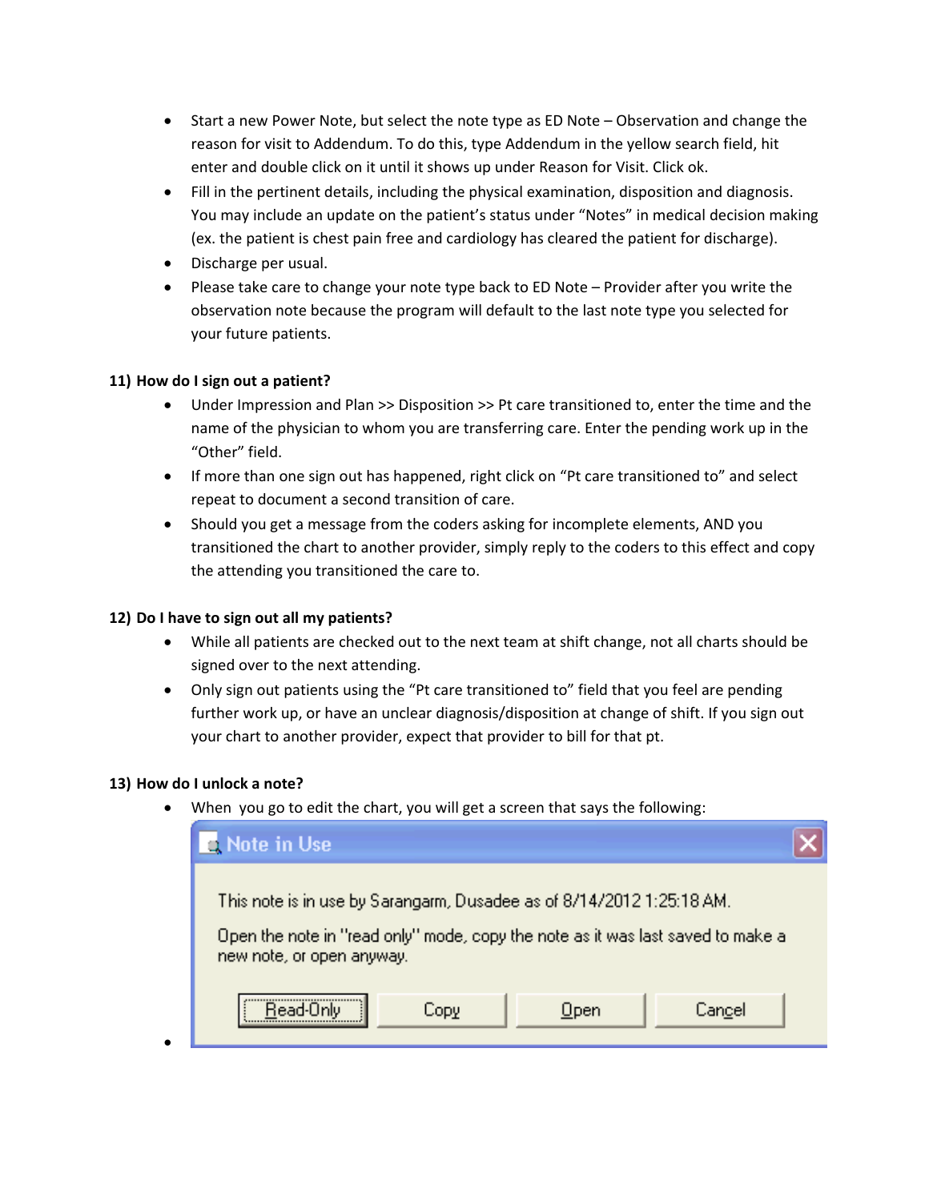- Start a new Power Note, but select the note type as ED Note – Observation and change the reason for visit to Addendum. To do this, type Addendum in the yellow search field, hit enter and double click on it until it shows up under Reason for Visit. Click ok.
- Fill in the pertinent details, including the physical examination, disposition and diagnosis. You may include an update on the patient's status under "Notes" in medical decision making (ex. the patient is chest pain free and cardiology has cleared the patient for discharge).
- Discharge per usual.
- Please take care to change your note type back to ED Note – Provider after you write the observation note because the program will default to the last note type you selected for your future patients.

**11) How do I sign out a patient?**

- Under Impression and Plan >> Disposition >> Pt care transitioned to, enter the time and the name of the physician to whom you are transferring care. Enter the pending work up in the "Other" field.
- If more than one sign out has happened, right click on "Pt care transitioned to" and select repeat to document a second transition of care.
- Should you get a message from the coders asking for incomplete elements, AND you transitioned the chart to another provider, simply reply to the coders to this effect and copy the attending you transitioned the care to.

**12) Do I have to sign out all my patients?**

- While all patients are checked out to the next team at shift change, not all charts should be signed over to the next attending.
- Only sign out patients using the "Pt care transitioned to" field that you feel are pending further work up, or have an unclear diagnosis/disposition at change of shift. If you sign out your chart to another provider, expect that provider to bill for that pt.

**13) How do I unlock a note?**

- When you go to edit the chart, you will get a screen that says the following:

> **Note in Use**
>
> This note is in use by Sarangarm, Dusadee as of 8/14/2012 1:25:18 AM.
>
> Open the note in "read only" mode, copy the note as it was last saved to make a new note, or open anyway.
>
> [Read-Only] [Copy] [Open] [Cancel]

-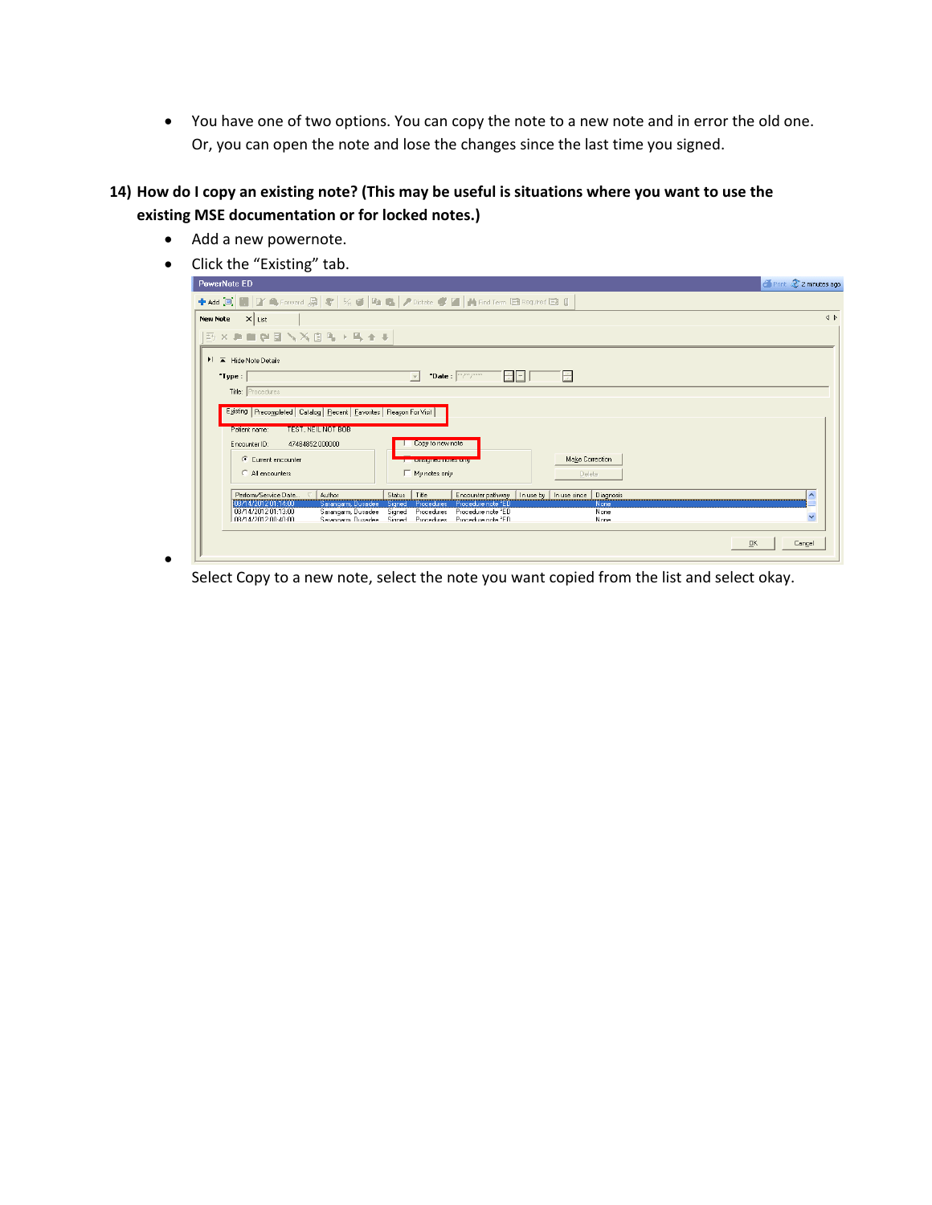- You have one of two options. You can copy the note to a new note and in error the old one. Or, you can open the note and lose the changes since the last time you signed.

**14) How do I copy an existing note? (This may be useful is situations where you want to use the existing MSE documentation or for locked notes.)**

- Add a new powernote.
- Click the "Existing" tab.
- Select Copy to a new note, select the note you want copied from the list and select okay.